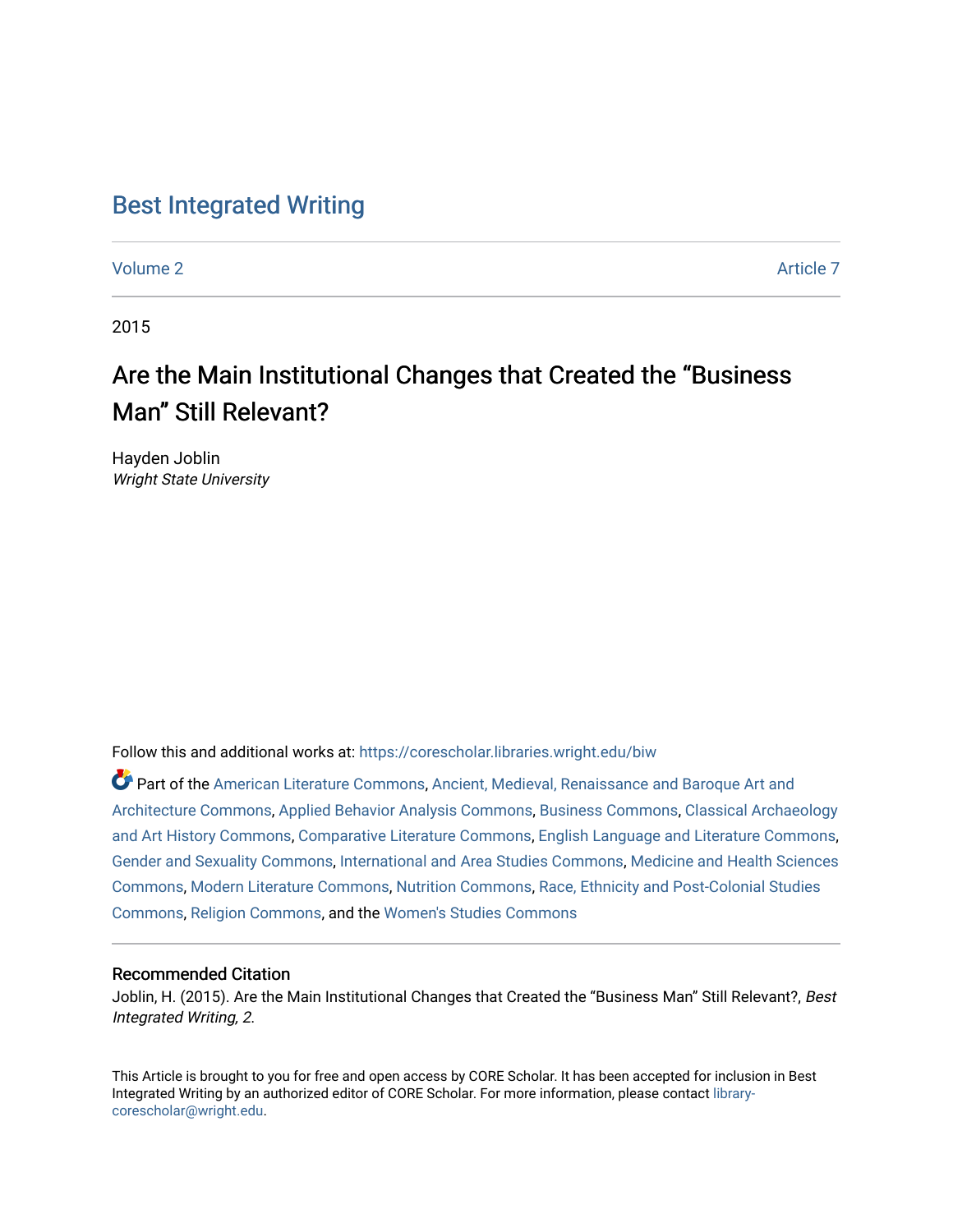# Best Integrated Writing

Volume 2 | Article 7

2015

## Are the Main Institutional Changes that Created the "Business Man" Still Relevant?

Hayden Joblin
*Wright State University*

Follow this and additional works at: https://corescholar.libraries.wright.edu/biw

Part of the American Literature Commons, Ancient, Medieval, Renaissance and Baroque Art and Architecture Commons, Applied Behavior Analysis Commons, Business Commons, Classical Archaeology and Art History Commons, Comparative Literature Commons, English Language and Literature Commons, Gender and Sexuality Commons, International and Area Studies Commons, Medicine and Health Sciences Commons, Modern Literature Commons, Nutrition Commons, Race, Ethnicity and Post-Colonial Studies Commons, Religion Commons, and the Women's Studies Commons

### Recommended Citation

Joblin, H. (2015). Are the Main Institutional Changes that Created the "Business Man" Still Relevant?, *Best Integrated Writing, 2.*

This Article is brought to you for free and open access by CORE Scholar. It has been accepted for inclusion in Best Integrated Writing by an authorized editor of CORE Scholar. For more information, please contact library-corescholar@wright.edu.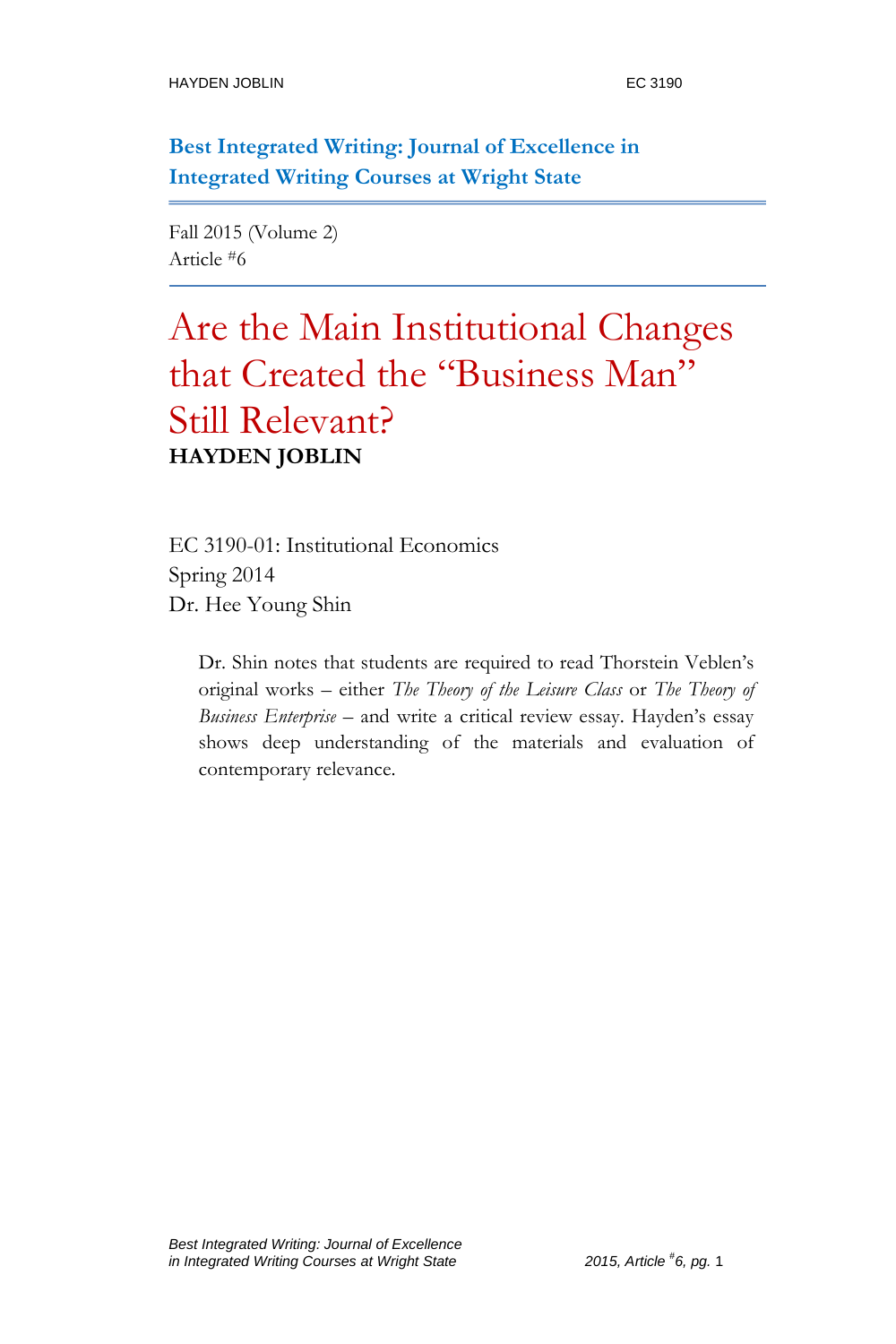**Best Integrated Writing: Journal of Excellence in Integrated Writing Courses at Wright State**

Fall 2015 (Volume 2)
Article #6

# Are the Main Institutional Changes that Created the "Business Man" Still Relevant?

**HAYDEN JOBLIN**

EC 3190-01: Institutional Economics
Spring 2014
Dr. Hee Young Shin

> Dr. Shin notes that students are required to read Thorstein Veblen's original works – either *The Theory of the Leisure Class* or *The Theory of Business Enterprise* – and write a critical review essay. Hayden's essay shows deep understanding of the materials and evaluation of contemporary relevance.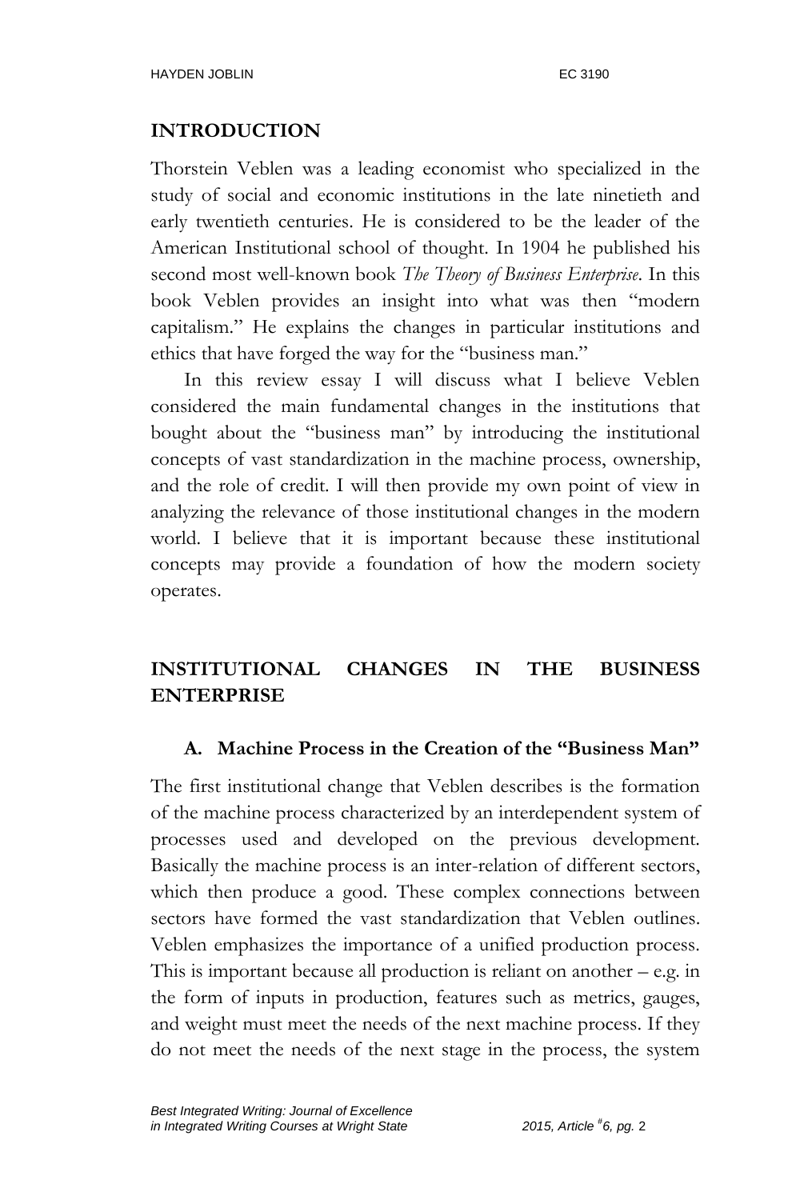## INTRODUCTION

Thorstein Veblen was a leading economist who specialized in the study of social and economic institutions in the late ninetieth and early twentieth centuries. He is considered to be the leader of the American Institutional school of thought. In 1904 he published his second most well-known book *The Theory of Business Enterprise*. In this book Veblen provides an insight into what was then "modern capitalism." He explains the changes in particular institutions and ethics that have forged the way for the "business man."

In this review essay I will discuss what I believe Veblen considered the main fundamental changes in the institutions that bought about the "business man" by introducing the institutional concepts of vast standardization in the machine process, ownership, and the role of credit. I will then provide my own point of view in analyzing the relevance of those institutional changes in the modern world. I believe that it is important because these institutional concepts may provide a foundation of how the modern society operates.

## INSTITUTIONAL CHANGES IN THE BUSINESS ENTERPRISE

### A. Machine Process in the Creation of the "Business Man"

The first institutional change that Veblen describes is the formation of the machine process characterized by an interdependent system of processes used and developed on the previous development. Basically the machine process is an inter-relation of different sectors, which then produce a good. These complex connections between sectors have formed the vast standardization that Veblen outlines. Veblen emphasizes the importance of a unified production process. This is important because all production is reliant on another – e.g. in the form of inputs in production, features such as metrics, gauges, and weight must meet the needs of the next machine process. If they do not meet the needs of the next stage in the process, the system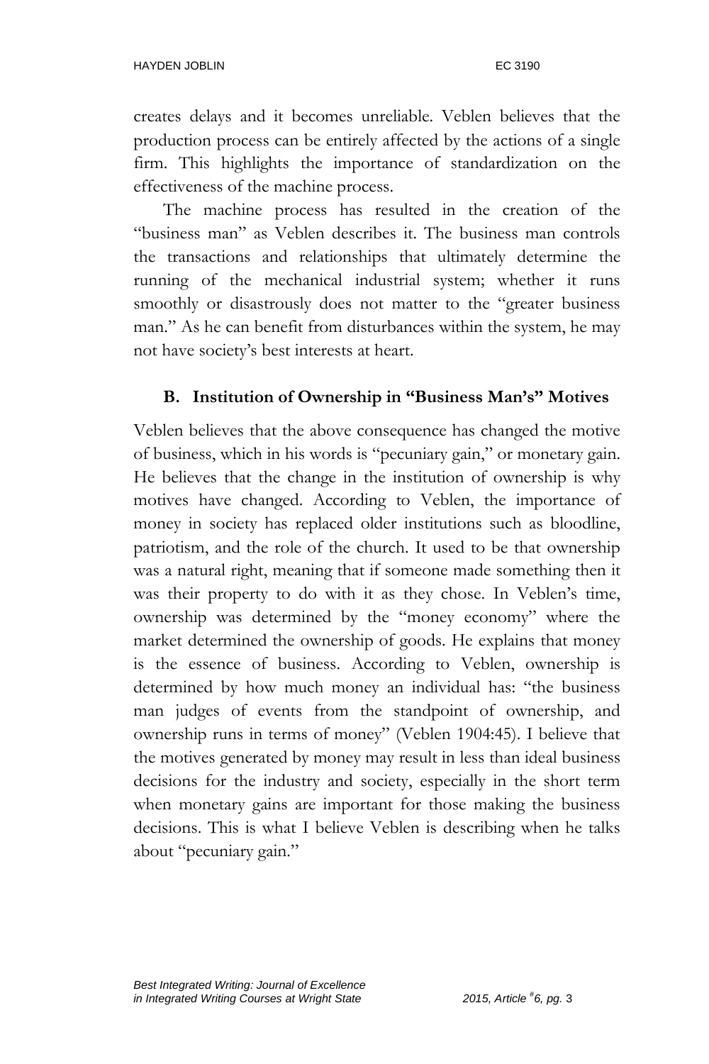creates delays and it becomes unreliable. Veblen believes that the production process can be entirely affected by the actions of a single firm. This highlights the importance of standardization on the effectiveness of the machine process.

The machine process has resulted in the creation of the "business man" as Veblen describes it. The business man controls the transactions and relationships that ultimately determine the running of the mechanical industrial system; whether it runs smoothly or disastrously does not matter to the "greater business man." As he can benefit from disturbances within the system, he may not have society's best interests at heart.

### B. Institution of Ownership in "Business Man's" Motives

Veblen believes that the above consequence has changed the motive of business, which in his words is "pecuniary gain," or monetary gain. He believes that the change in the institution of ownership is why motives have changed. According to Veblen, the importance of money in society has replaced older institutions such as bloodline, patriotism, and the role of the church. It used to be that ownership was a natural right, meaning that if someone made something then it was their property to do with it as they chose. In Veblen's time, ownership was determined by the "money economy" where the market determined the ownership of goods. He explains that money is the essence of business. According to Veblen, ownership is determined by how much money an individual has: "the business man judges of events from the standpoint of ownership, and ownership runs in terms of money" (Veblen 1904:45). I believe that the motives generated by money may result in less than ideal business decisions for the industry and society, especially in the short term when monetary gains are important for those making the business decisions. This is what I believe Veblen is describing when he talks about "pecuniary gain."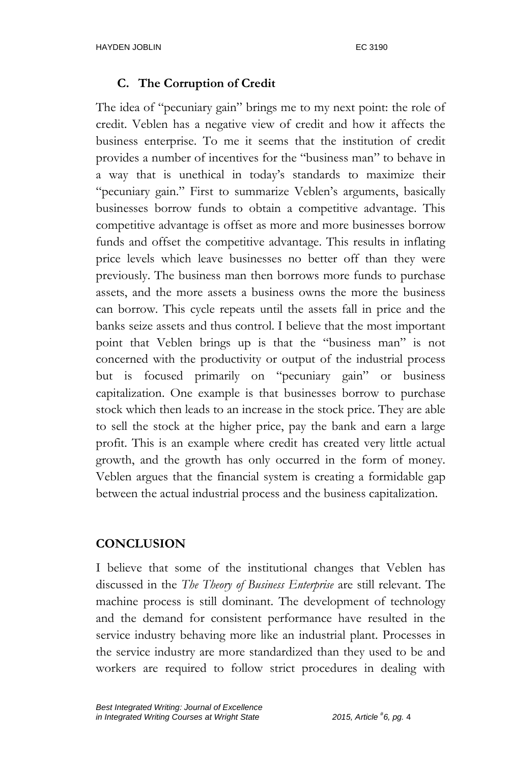### C. The Corruption of Credit

The idea of "pecuniary gain" brings me to my next point: the role of credit. Veblen has a negative view of credit and how it affects the business enterprise. To me it seems that the institution of credit provides a number of incentives for the "business man" to behave in a way that is unethical in today's standards to maximize their "pecuniary gain." First to summarize Veblen's arguments, basically businesses borrow funds to obtain a competitive advantage. This competitive advantage is offset as more and more businesses borrow funds and offset the competitive advantage. This results in inflating price levels which leave businesses no better off than they were previously. The business man then borrows more funds to purchase assets, and the more assets a business owns the more the business can borrow. This cycle repeats until the assets fall in price and the banks seize assets and thus control. I believe that the most important point that Veblen brings up is that the "business man" is not concerned with the productivity or output of the industrial process but is focused primarily on "pecuniary gain" or business capitalization. One example is that businesses borrow to purchase stock which then leads to an increase in the stock price. They are able to sell the stock at the higher price, pay the bank and earn a large profit. This is an example where credit has created very little actual growth, and the growth has only occurred in the form of money. Veblen argues that the financial system is creating a formidable gap between the actual industrial process and the business capitalization.

## CONCLUSION

I believe that some of the institutional changes that Veblen has discussed in the *The Theory of Business Enterprise* are still relevant. The machine process is still dominant. The development of technology and the demand for consistent performance have resulted in the service industry behaving more like an industrial plant. Processes in the service industry are more standardized than they used to be and workers are required to follow strict procedures in dealing with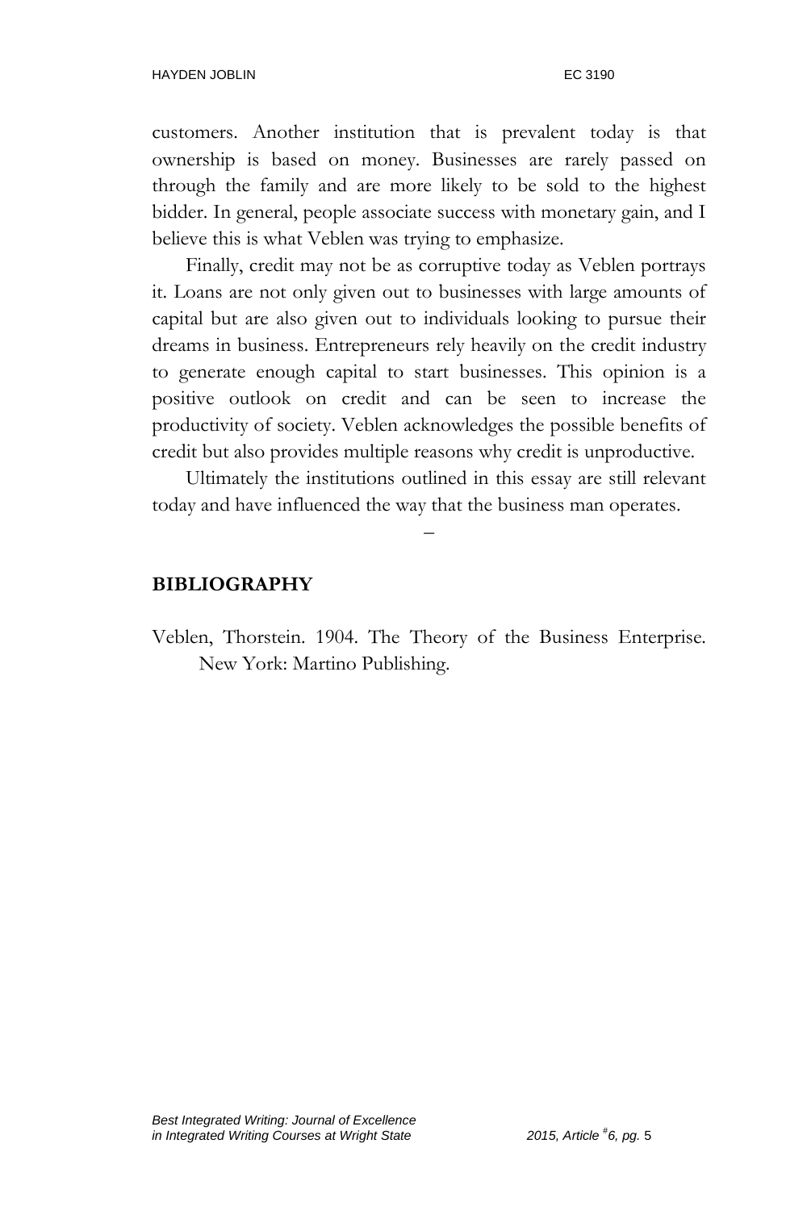customers. Another institution that is prevalent today is that ownership is based on money. Businesses are rarely passed on through the family and are more likely to be sold to the highest bidder. In general, people associate success with monetary gain, and I believe this is what Veblen was trying to emphasize.

Finally, credit may not be as corruptive today as Veblen portrays it. Loans are not only given out to businesses with large amounts of capital but are also given out to individuals looking to pursue their dreams in business. Entrepreneurs rely heavily on the credit industry to generate enough capital to start businesses. This opinion is a positive outlook on credit and can be seen to increase the productivity of society. Veblen acknowledges the possible benefits of credit but also provides multiple reasons why credit is unproductive.

Ultimately the institutions outlined in this essay are still relevant today and have influenced the way that the business man operates.

–

## BIBLIOGRAPHY

Veblen, Thorstein. 1904. The Theory of the Business Enterprise. New York: Martino Publishing.